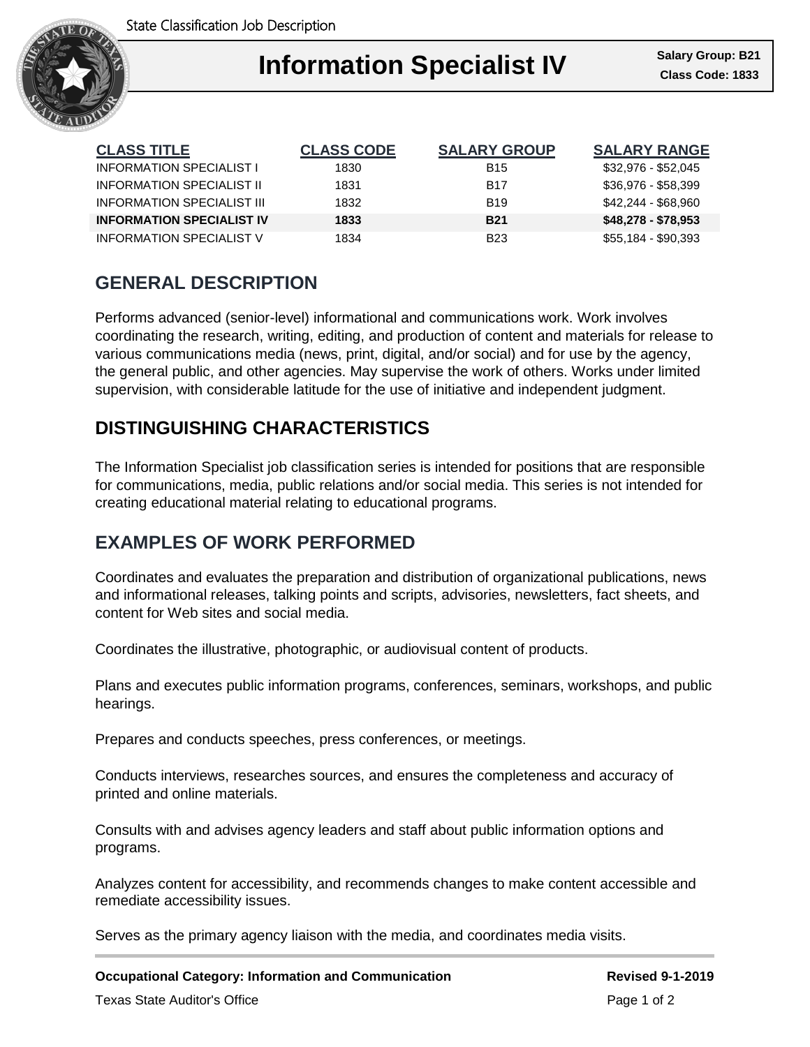State Classification Job Description

# Information Specialist IV

**Salary Group: B21**
**Class Code: 1833**

| CLASS TITLE | CLASS CODE | SALARY GROUP | SALARY RANGE |
|---|---|---|---|
| INFORMATION SPECIALIST I | 1830 | B15 | $32,976 - $52,045 |
| INFORMATION SPECIALIST II | 1831 | B17 | $36,976 - $58,399 |
| INFORMATION SPECIALIST III | 1832 | B19 | $42,244 - $68,960 |
| **INFORMATION SPECIALIST IV** | **1833** | **B21** | **$48,278 - $78,953** |
| INFORMATION SPECIALIST V | 1834 | B23 | $55,184 - $90,393 |

## GENERAL DESCRIPTION

Performs advanced (senior-level) informational and communications work. Work involves coordinating the research, writing, editing, and production of content and materials for release to various communications media (news, print, digital, and/or social) and for use by the agency, the general public, and other agencies. May supervise the work of others. Works under limited supervision, with considerable latitude for the use of initiative and independent judgment.

## DISTINGUISHING CHARACTERISTICS

The Information Specialist job classification series is intended for positions that are responsible for communications, media, public relations and/or social media. This series is not intended for creating educational material relating to educational programs.

## EXAMPLES OF WORK PERFORMED

Coordinates and evaluates the preparation and distribution of organizational publications, news and informational releases, talking points and scripts, advisories, newsletters, fact sheets, and content for Web sites and social media.

Coordinates the illustrative, photographic, or audiovisual content of products.

Plans and executes public information programs, conferences, seminars, workshops, and public hearings.

Prepares and conducts speeches, press conferences, or meetings.

Conducts interviews, researches sources, and ensures the completeness and accuracy of printed and online materials.

Consults with and advises agency leaders and staff about public information options and programs.

Analyzes content for accessibility, and recommends changes to make content accessible and remediate accessibility issues.

Serves as the primary agency liaison with the media, and coordinates media visits.

**Occupational Category: Information and Communication** **Revised 9-1-2019**

Texas State Auditor's Office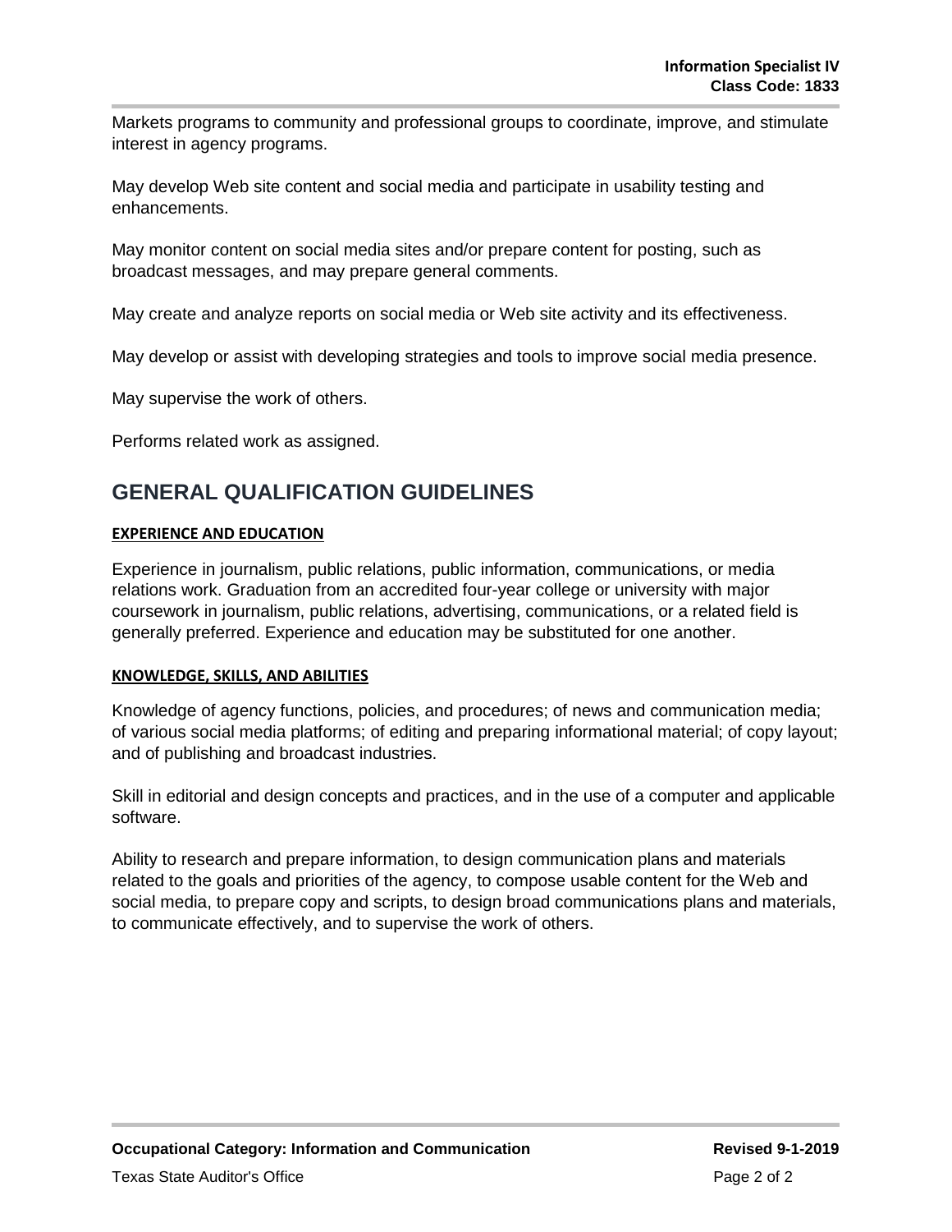Markets programs to community and professional groups to coordinate, improve, and stimulate interest in agency programs.

May develop Web site content and social media and participate in usability testing and enhancements.

May monitor content on social media sites and/or prepare content for posting, such as broadcast messages, and may prepare general comments.

May create and analyze reports on social media or Web site activity and its effectiveness.

May develop or assist with developing strategies and tools to improve social media presence.

May supervise the work of others.

Performs related work as assigned.

## GENERAL QUALIFICATION GUIDELINES

### EXPERIENCE AND EDUCATION

Experience in journalism, public relations, public information, communications, or media relations work. Graduation from an accredited four-year college or university with major coursework in journalism, public relations, advertising, communications, or a related field is generally preferred. Experience and education may be substituted for one another.

### KNOWLEDGE, SKILLS, AND ABILITIES

Knowledge of agency functions, policies, and procedures; of news and communication media; of various social media platforms; of editing and preparing informational material; of copy layout; and of publishing and broadcast industries.

Skill in editorial and design concepts and practices, and in the use of a computer and applicable software.

Ability to research and prepare information, to design communication plans and materials related to the goals and priorities of the agency, to compose usable content for the Web and social media, to prepare copy and scripts, to design broad communications plans and materials, to communicate effectively, and to supervise the work of others.